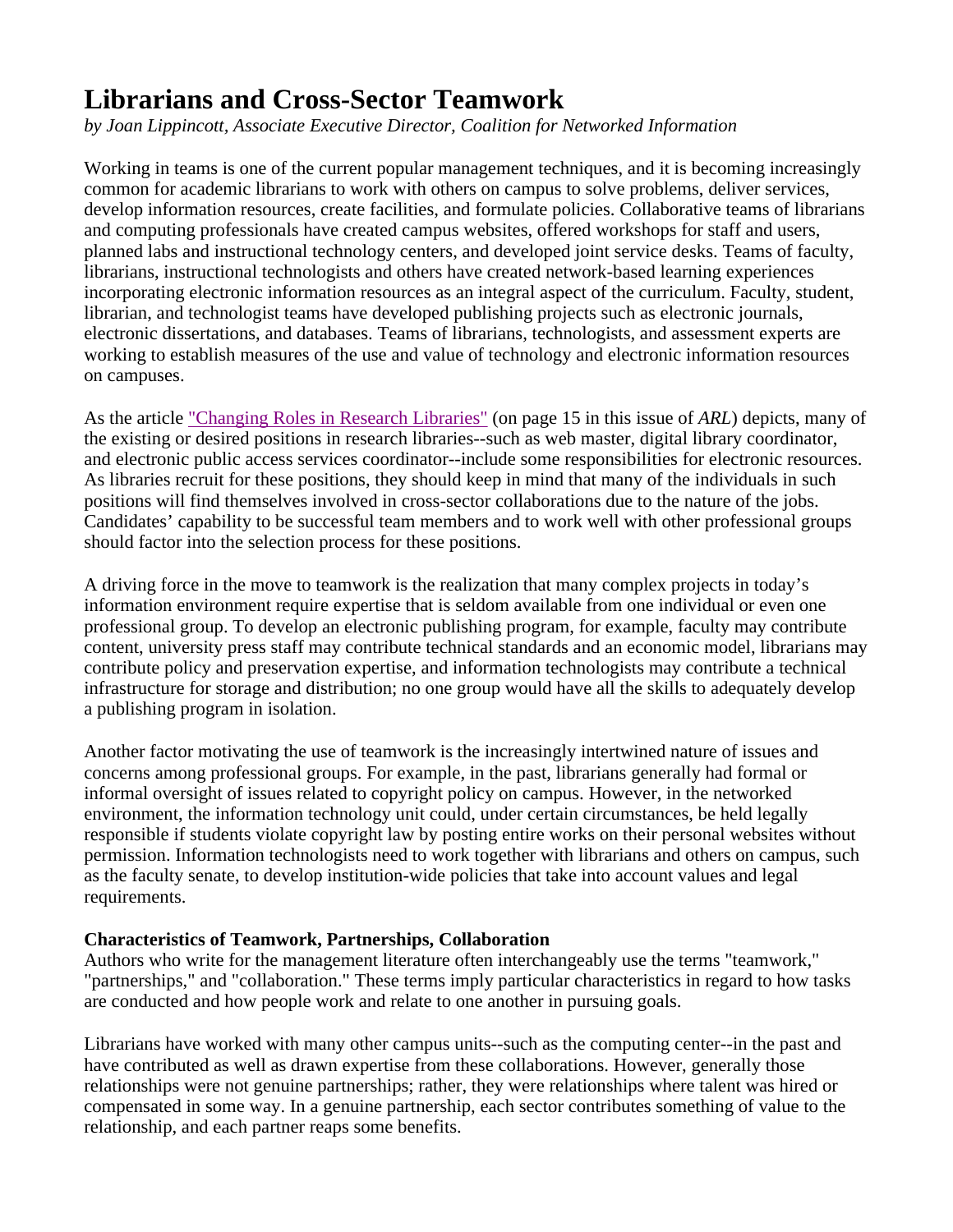# Librarians and Cross-Sector Teamwork

*by Joan Lippincott, Associate Executive Director, Coalition for Networked Information*

Working in teams is one of the current popular management techniques, and it is becoming increasingly common for academic librarians to work with others on campus to solve problems, deliver services, develop information resources, create facilities, and formulate policies. Collaborative teams of librarians and computing professionals have created campus websites, offered workshops for staff and users, planned labs and instructional technology centers, and developed joint service desks. Teams of faculty, librarians, instructional technologists and others have created network-based learning experiences incorporating electronic information resources as an integral aspect of the curriculum. Faculty, student, librarian, and technologist teams have developed publishing projects such as electronic journals, electronic dissertations, and databases. Teams of librarians, technologists, and assessment experts are working to establish measures of the use and value of technology and electronic information resources on campuses.

As the article "Changing Roles in Research Libraries" (on page 15 in this issue of *ARL*) depicts, many of the existing or desired positions in research libraries--such as web master, digital library coordinator, and electronic public access services coordinator--include some responsibilities for electronic resources. As libraries recruit for these positions, they should keep in mind that many of the individuals in such positions will find themselves involved in cross-sector collaborations due to the nature of the jobs. Candidates' capability to be successful team members and to work well with other professional groups should factor into the selection process for these positions.

A driving force in the move to teamwork is the realization that many complex projects in today's information environment require expertise that is seldom available from one individual or even one professional group. To develop an electronic publishing program, for example, faculty may contribute content, university press staff may contribute technical standards and an economic model, librarians may contribute policy and preservation expertise, and information technologists may contribute a technical infrastructure for storage and distribution; no one group would have all the skills to adequately develop a publishing program in isolation.

Another factor motivating the use of teamwork is the increasingly intertwined nature of issues and concerns among professional groups. For example, in the past, librarians generally had formal or informal oversight of issues related to copyright policy on campus. However, in the networked environment, the information technology unit could, under certain circumstances, be held legally responsible if students violate copyright law by posting entire works on their personal websites without permission. Information technologists need to work together with librarians and others on campus, such as the faculty senate, to develop institution-wide policies that take into account values and legal requirements.

**Characteristics of Teamwork, Partnerships, Collaboration**

Authors who write for the management literature often interchangeably use the terms "teamwork," "partnerships," and "collaboration." These terms imply particular characteristics in regard to how tasks are conducted and how people work and relate to one another in pursuing goals.

Librarians have worked with many other campus units--such as the computing center--in the past and have contributed as well as drawn expertise from these collaborations. However, generally those relationships were not genuine partnerships; rather, they were relationships where talent was hired or compensated in some way. In a genuine partnership, each sector contributes something of value to the relationship, and each partner reaps some benefits.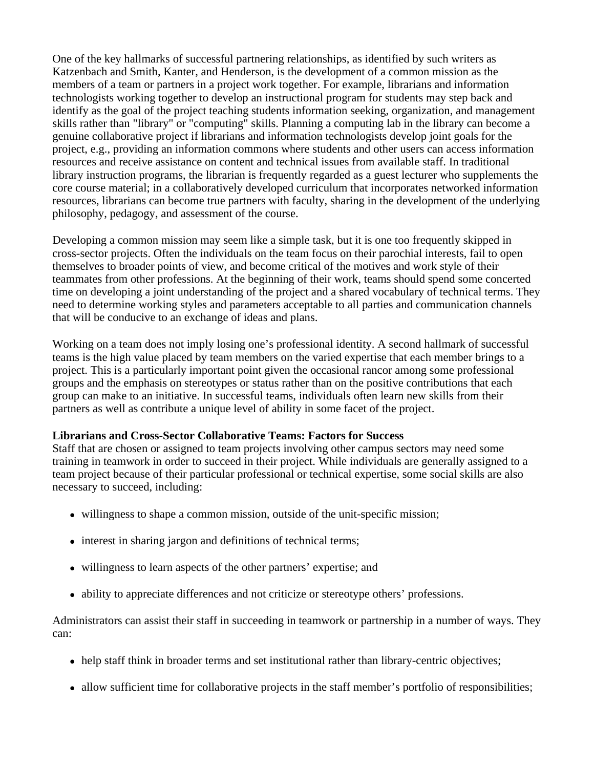One of the key hallmarks of successful partnering relationships, as identified by such writers as Katzenbach and Smith, Kanter, and Henderson, is the development of a common mission as the members of a team or partners in a project work together. For example, librarians and information technologists working together to develop an instructional program for students may step back and identify as the goal of the project teaching students information seeking, organization, and management skills rather than "library" or "computing" skills. Planning a computing lab in the library can become a genuine collaborative project if librarians and information technologists develop joint goals for the project, e.g., providing an information commons where students and other users can access information resources and receive assistance on content and technical issues from available staff. In traditional library instruction programs, the librarian is frequently regarded as a guest lecturer who supplements the core course material; in a collaboratively developed curriculum that incorporates networked information resources, librarians can become true partners with faculty, sharing in the development of the underlying philosophy, pedagogy, and assessment of the course.

Developing a common mission may seem like a simple task, but it is one too frequently skipped in cross-sector projects. Often the individuals on the team focus on their parochial interests, fail to open themselves to broader points of view, and become critical of the motives and work style of their teammates from other professions. At the beginning of their work, teams should spend some concerted time on developing a joint understanding of the project and a shared vocabulary of technical terms. They need to determine working styles and parameters acceptable to all parties and communication channels that will be conducive to an exchange of ideas and plans.

Working on a team does not imply losing one's professional identity. A second hallmark of successful teams is the high value placed by team members on the varied expertise that each member brings to a project. This is a particularly important point given the occasional rancor among some professional groups and the emphasis on stereotypes or status rather than on the positive contributions that each group can make to an initiative. In successful teams, individuals often learn new skills from their partners as well as contribute a unique level of ability in some facet of the project.

**Librarians and Cross-Sector Collaborative Teams: Factors for Success**

Staff that are chosen or assigned to team projects involving other campus sectors may need some training in teamwork in order to succeed in their project. While individuals are generally assigned to a team project because of their particular professional or technical expertise, some social skills are also necessary to succeed, including:

- willingness to shape a common mission, outside of the unit-specific mission;
- interest in sharing jargon and definitions of technical terms;
- willingness to learn aspects of the other partners' expertise; and
- ability to appreciate differences and not criticize or stereotype others' professions.

Administrators can assist their staff in succeeding in teamwork or partnership in a number of ways. They can:

- help staff think in broader terms and set institutional rather than library-centric objectives;
- allow sufficient time for collaborative projects in the staff member's portfolio of responsibilities;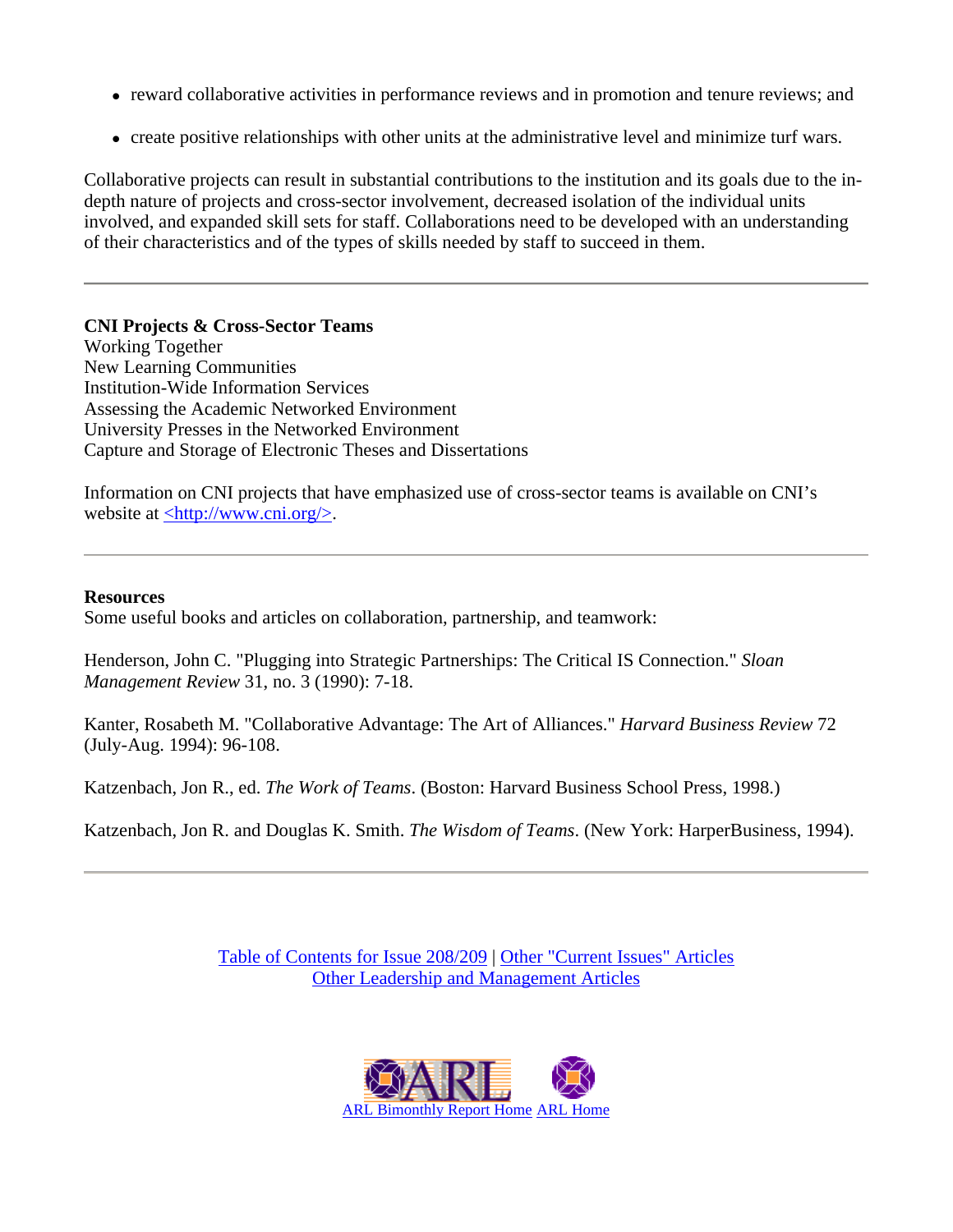- reward collaborative activities in performance reviews and in promotion and tenure reviews; and
- create positive relationships with other units at the administrative level and minimize turf wars.

Collaborative projects can result in substantial contributions to the institution and its goals due to the in-depth nature of projects and cross-sector involvement, decreased isolation of the individual units involved, and expanded skill sets for staff. Collaborations need to be developed with an understanding of their characteristics and of the types of skills needed by staff to succeed in them.

---

**CNI Projects & Cross-Sector Teams**
Working Together
New Learning Communities
Institution-Wide Information Services
Assessing the Academic Networked Environment
University Presses in the Networked Environment
Capture and Storage of Electronic Theses and Dissertations

Information on CNI projects that have emphasized use of cross-sector teams is available on CNI's website at <http://www.cni.org/>.

---

**Resources**
Some useful books and articles on collaboration, partnership, and teamwork:

Henderson, John C. "Plugging into Strategic Partnerships: The Critical IS Connection." *Sloan Management Review* 31, no. 3 (1990): 7-18.

Kanter, Rosabeth M. "Collaborative Advantage: The Art of Alliances." *Harvard Business Review* 72 (July-Aug. 1994): 96-108.

Katzenbach, Jon R., ed. *The Work of Teams*. (Boston: Harvard Business School Press, 1998.)

Katzenbach, Jon R. and Douglas K. Smith. *The Wisdom of Teams*. (New York: HarperBusiness, 1994).

---

Table of Contents for Issue 208/209 | Other "Current Issues" Articles
Other Leadership and Management Articles

ARL Bimonthly Report Home ARL Home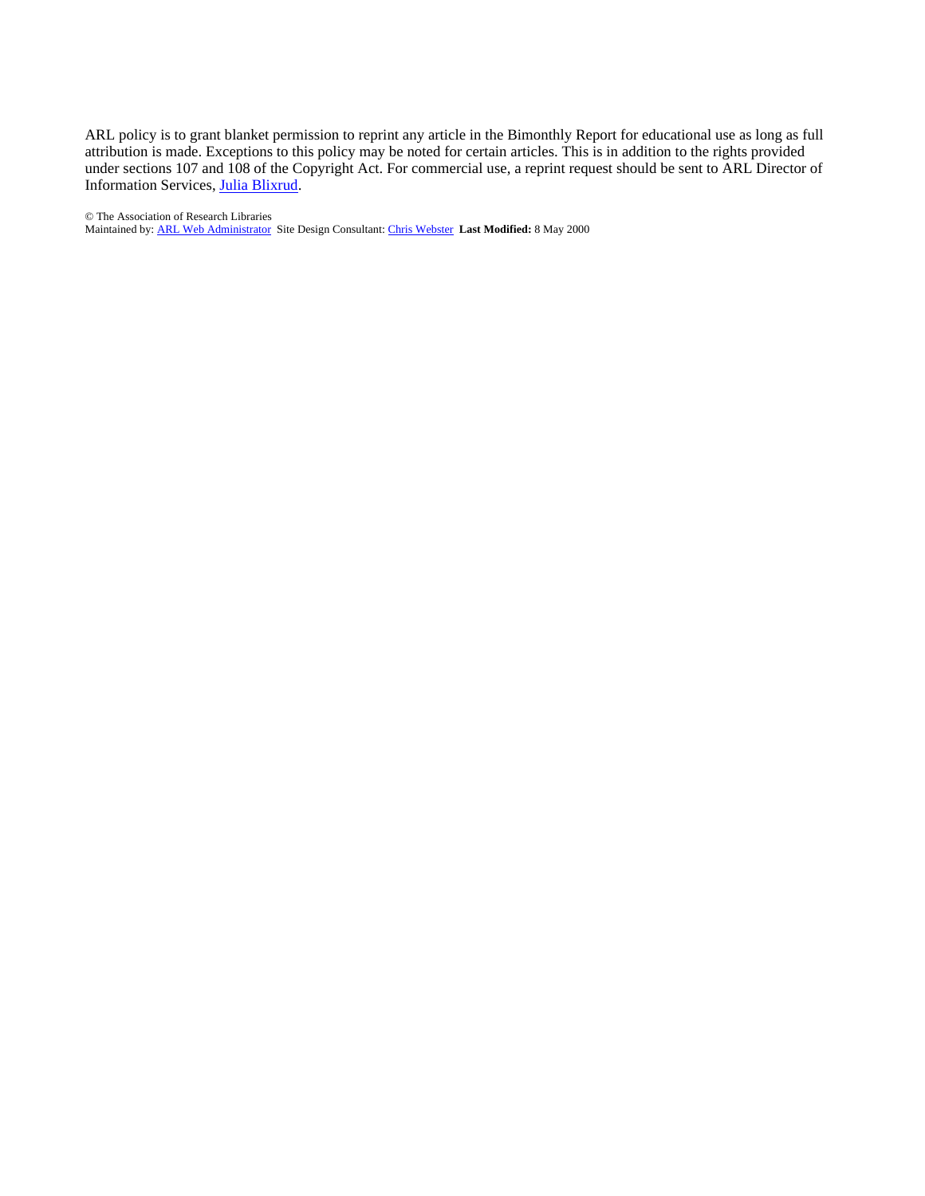ARL policy is to grant blanket permission to reprint any article in the Bimonthly Report for educational use as long as full attribution is made. Exceptions to this policy may be noted for certain articles. This is in addition to the rights provided under sections 107 and 108 of the Copyright Act. For commercial use, a reprint request should be sent to ARL Director of Information Services, Julia Blixrud.

© The Association of Research Libraries
Maintained by: ARL Web Administrator Site Design Consultant: Chris Webster **Last Modified:** 8 May 2000